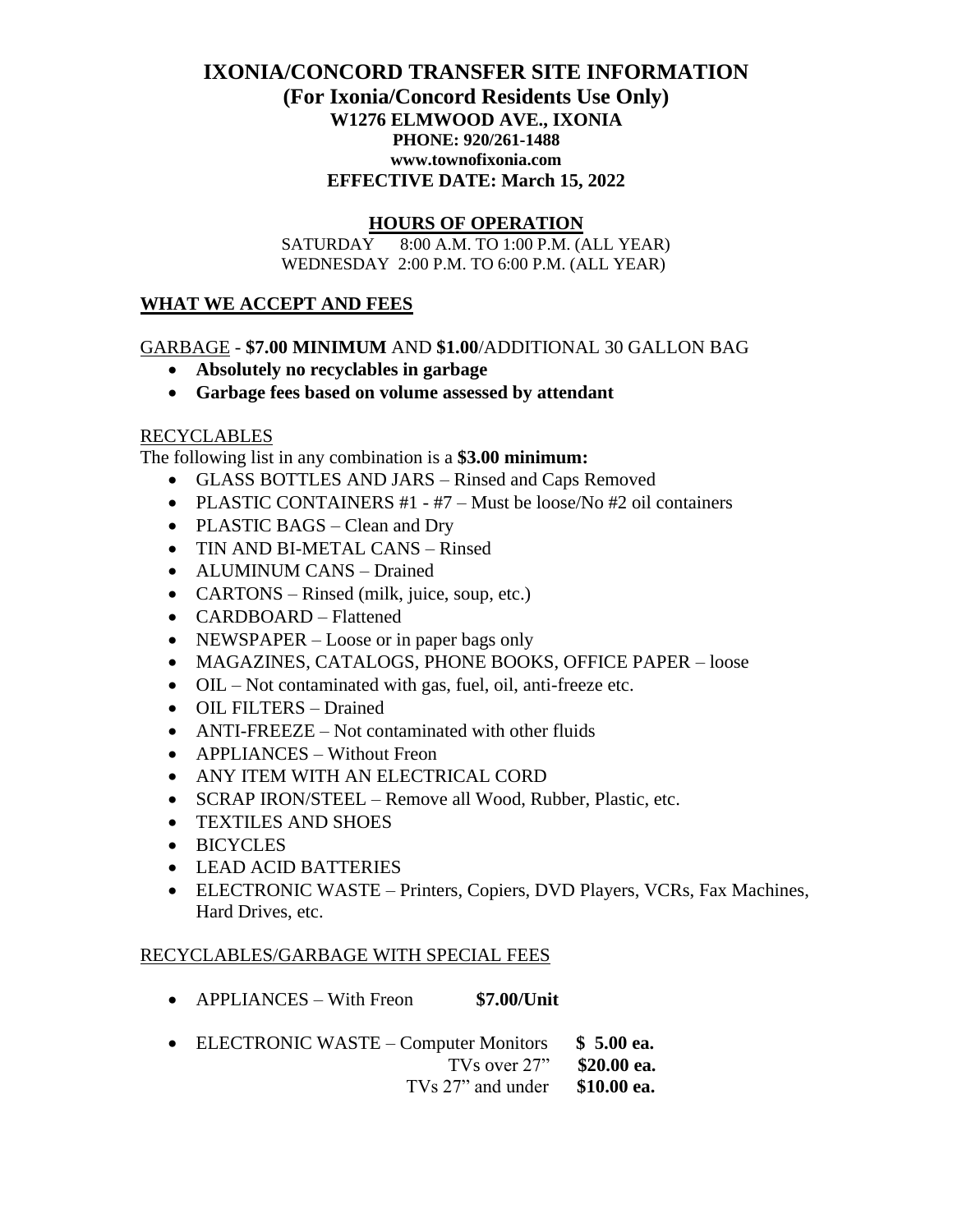# IXONIA/CONCORD TRANSFER SITE INFORMATION

## (For Ixonia/Concord Residents Use Only)

**W1276 ELMWOOD AVE., IXONIA**

**PHONE: 920/261-1488**

**www.townofixonia.com**

**EFFECTIVE DATE: March 15, 2022**

## HOURS OF OPERATION

SATURDAY 8:00 A.M. TO 1:00 P.M. (ALL YEAR)

WEDNESDAY 2:00 P.M. TO 6:00 P.M. (ALL YEAR)

## WHAT WE ACCEPT AND FEES

GARBAGE - **$7.00 MINIMUM** AND **$1.00**/ADDITIONAL 30 GALLON BAG

- **Absolutely no recyclables in garbage**
- **Garbage fees based on volume assessed by attendant**

RECYCLABLES

The following list in any combination is a **$3.00 minimum:**

- GLASS BOTTLES AND JARS – Rinsed and Caps Removed
- PLASTIC CONTAINERS #1 - #7 – Must be loose/No #2 oil containers
- PLASTIC BAGS – Clean and Dry
- TIN AND BI-METAL CANS – Rinsed
- ALUMINUM CANS – Drained
- CARTONS – Rinsed (milk, juice, soup, etc.)
- CARDBOARD – Flattened
- NEWSPAPER – Loose or in paper bags only
- MAGAZINES, CATALOGS, PHONE BOOKS, OFFICE PAPER – loose
- OIL – Not contaminated with gas, fuel, oil, anti-freeze etc.
- OIL FILTERS – Drained
- ANTI-FREEZE – Not contaminated with other fluids
- APPLIANCES – Without Freon
- ANY ITEM WITH AN ELECTRICAL CORD
- SCRAP IRON/STEEL – Remove all Wood, Rubber, Plastic, etc.
- TEXTILES AND SHOES
- BICYCLES
- LEAD ACID BATTERIES
- ELECTRONIC WASTE – Printers, Copiers, DVD Players, VCRs, Fax Machines, Hard Drives, etc.

RECYCLABLES/GARBAGE WITH SPECIAL FEES

- APPLIANCES – With Freon **$7.00/Unit**
- ELECTRONIC WASTE – Computer Monitors **$ 5.00 ea.**
  TVs over 27" **$20.00 ea.**
  TVs 27" and under **$10.00 ea.**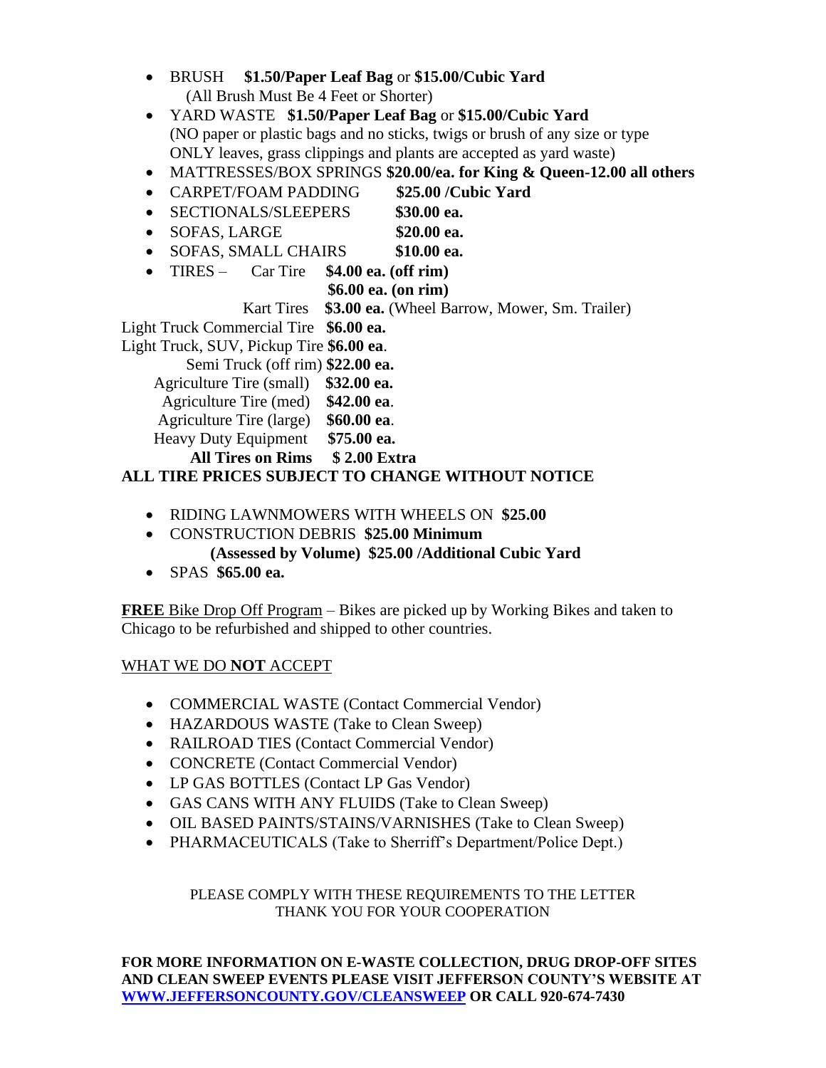- BRUSH **$1.50/Paper Leaf Bag** or **$15.00/Cubic Yard**
  (All Brush Must Be 4 Feet or Shorter)
- YARD WASTE **$1.50/Paper Leaf Bag** or **$15.00/Cubic Yard**
  (NO paper or plastic bags and no sticks, twigs or brush of any size or type ONLY leaves, grass clippings and plants are accepted as yard waste)
- MATTRESSES/BOX SPRINGS **$20.00/ea. for King & Queen-12.00 all others**
- CARPET/FOAM PADDING **$25.00 /Cubic Yard**
- SECTIONALS/SLEEPERS **$30.00 ea.**
- SOFAS, LARGE **$20.00 ea.**
- SOFAS, SMALL CHAIRS **$10.00 ea.**
- TIRES – Car Tire **$4.00 ea. (off rim)**
  **$6.00 ea. (on rim)**
  Kart Tires **$3.00 ea.** (Wheel Barrow, Mower, Sm. Trailer)

Light Truck Commercial Tire **$6.00 ea.**
Light Truck, SUV, Pickup Tire **$6.00 ea**.
Semi Truck (off rim) **$22.00 ea.**
Agriculture Tire (small) **$32.00 ea.**
Agriculture Tire (med) **$42.00 ea**.
Agriculture Tire (large) **$60.00 ea**.
Heavy Duty Equipment **$75.00 ea.**
**All Tires on Rims $ 2.00 Extra**

**ALL TIRE PRICES SUBJECT TO CHANGE WITHOUT NOTICE**

- RIDING LAWNMOWERS WITH WHEELS ON **$25.00**
- CONSTRUCTION DEBRIS **$25.00 Minimum**
  **(Assessed by Volume) $25.00 /Additional Cubic Yard**
- SPAS **$65.00 ea.**

**FREE** Bike Drop Off Program – Bikes are picked up by Working Bikes and taken to Chicago to be refurbished and shipped to other countries.

WHAT WE DO **NOT** ACCEPT

- COMMERCIAL WASTE (Contact Commercial Vendor)
- HAZARDOUS WASTE (Take to Clean Sweep)
- RAILROAD TIES (Contact Commercial Vendor)
- CONCRETE (Contact Commercial Vendor)
- LP GAS BOTTLES (Contact LP Gas Vendor)
- GAS CANS WITH ANY FLUIDS (Take to Clean Sweep)
- OIL BASED PAINTS/STAINS/VARNISHES (Take to Clean Sweep)
- PHARMACEUTICALS (Take to Sherriff's Department/Police Dept.)

PLEASE COMPLY WITH THESE REQUIREMENTS TO THE LETTER
THANK YOU FOR YOUR COOPERATION

**FOR MORE INFORMATION ON E-WASTE COLLECTION, DRUG DROP-OFF SITES AND CLEAN SWEEP EVENTS PLEASE VISIT JEFFERSON COUNTY'S WEBSITE AT [WWW.JEFFERSONCOUNTY.GOV/CLEANSWEEP](http://WWW.JEFFERSONCOUNTY.GOV/CLEANSWEEP) OR CALL 920-674-7430**